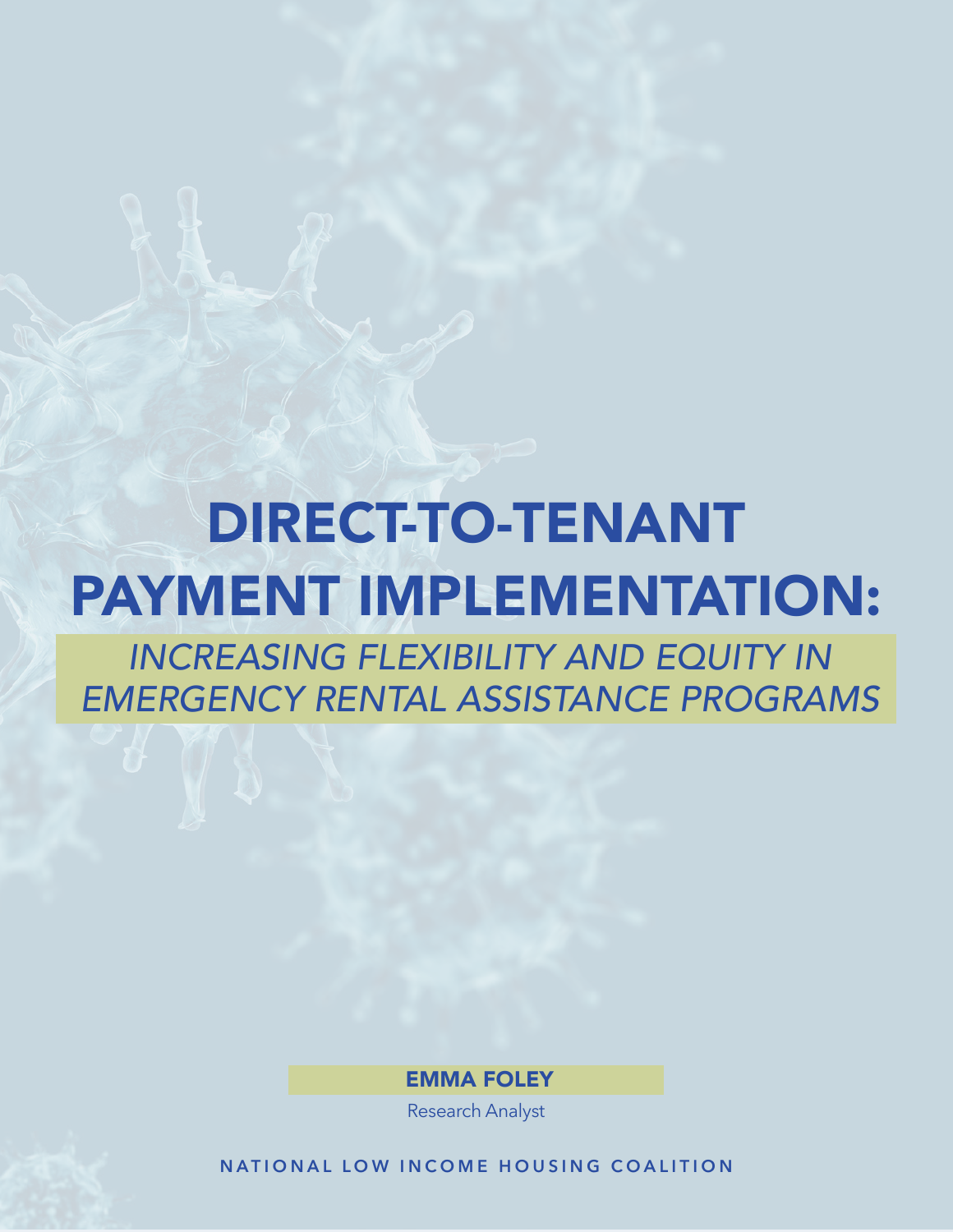# DIRECT-TO-TENANT PAYMENT IMPLEMENTATION:

## *INCREASING FLEXIBILITY AND EQUITY IN EMERGENCY RENTAL ASSISTANCE PROGRAMS*

**EMMA FOLEY**

Research Analyst

NATIONAL LOW INCOME HOUSING COALITION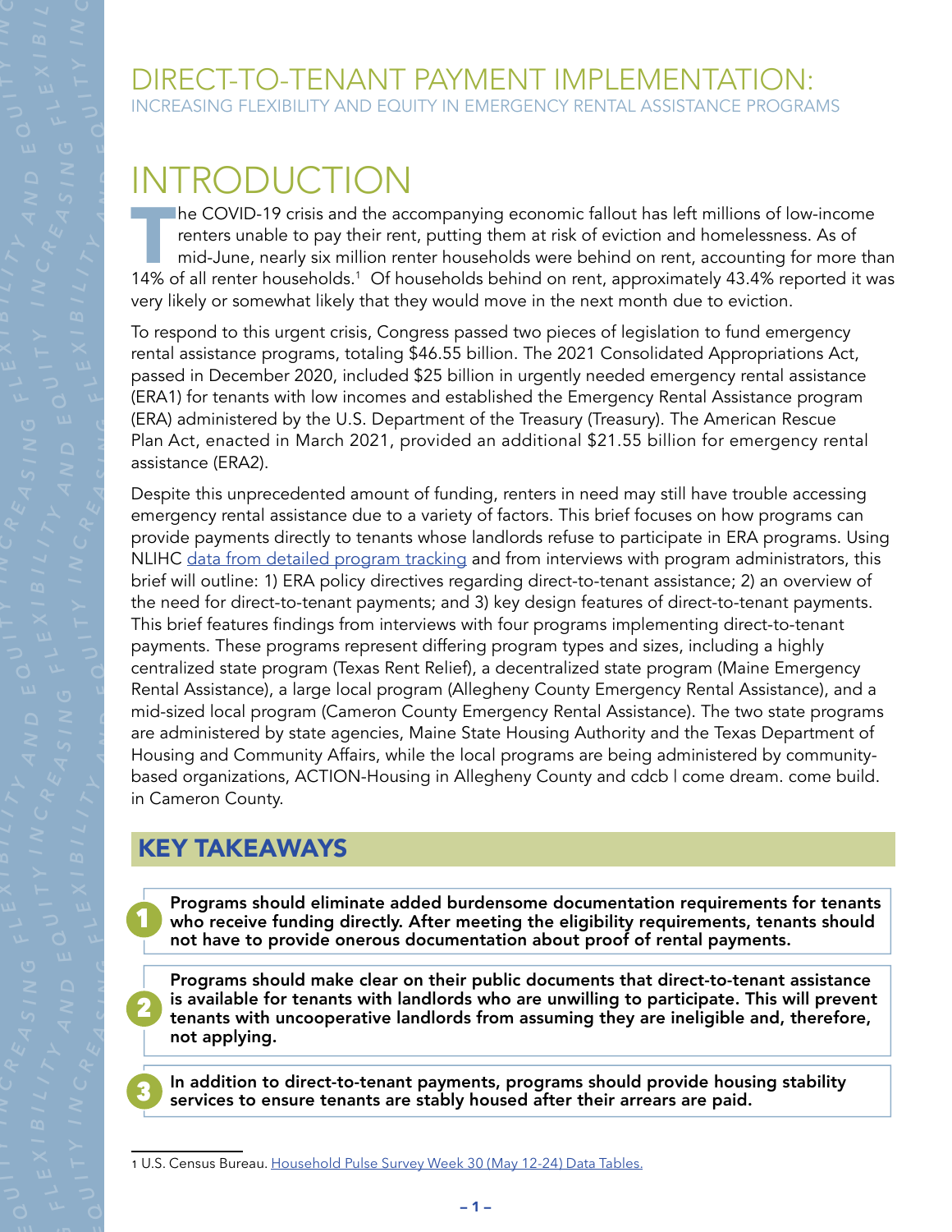# DIRECT-TO-TENANT PAYMENT IMPLEMENTATION:

INCREASING FLEXIBILITY AND EQUITY IN EMERGENCY RENTAL ASSISTANCE PROGRAMS

# INTRODUCTION

The COVID-19 crisis and the accompanying economic fallout has left millions of low-income renters unable to pay their rent, putting them at risk of eviction and homelessness. As of mid-June, nearly six million renter households were behind on rent, accounting for more than 14% of all renter households.[1] Of households behind on rent, approximately 43.4% reported it was very likely or somewhat likely that they would move in the next month due to eviction.

To respond to this urgent crisis, Congress passed two pieces of legislation to fund emergency rental assistance programs, totaling $46.55 billion. The 2021 Consolidated Appropriations Act, passed in December 2020, included $25 billion in urgently needed emergency rental assistance (ERA1) for tenants with low incomes and established the Emergency Rental Assistance program (ERA) administered by the U.S. Department of the Treasury (Treasury). The American Rescue Plan Act, enacted in March 2021, provided an additional $21.55 billion for emergency rental assistance (ERA2).

Despite this unprecedented amount of funding, renters in need may still have trouble accessing emergency rental assistance due to a variety of factors. This brief focuses on how programs can provide payments directly to tenants whose landlords refuse to participate in ERA programs. Using NLIHC data from detailed program tracking and from interviews with program administrators, this brief will outline: 1) ERA policy directives regarding direct-to-tenant assistance; 2) an overview of the need for direct-to-tenant payments; and 3) key design features of direct-to-tenant payments. This brief features findings from interviews with four programs implementing direct-to-tenant payments. These programs represent differing program types and sizes, including a highly centralized state program (Texas Rent Relief), a decentralized state program (Maine Emergency Rental Assistance), a large local program (Allegheny County Emergency Rental Assistance), and a mid-sized local program (Cameron County Emergency Rental Assistance). The two state programs are administered by state agencies, Maine State Housing Authority and the Texas Department of Housing and Community Affairs, while the local programs are being administered by community-based organizations, ACTION-Housing in Allegheny County and cdcb | come dream. come build. in Cameron County.

## KEY TAKEAWAYS

1. **Programs should eliminate added burdensome documentation requirements for tenants who receive funding directly. After meeting the eligibility requirements, tenants should not have to provide onerous documentation about proof of rental payments.**

2. **Programs should make clear on their public documents that direct-to-tenant assistance is available for tenants with landlords who are unwilling to participate. This will prevent tenants with uncooperative landlords from assuming they are ineligible and, therefore, not applying.**

3. **In addition to direct-to-tenant payments, programs should provide housing stability services to ensure tenants are stably housed after their arrears are paid.**

---

1 U.S. Census Bureau. Household Pulse Survey Week 30 (May 12-24) Data Tables.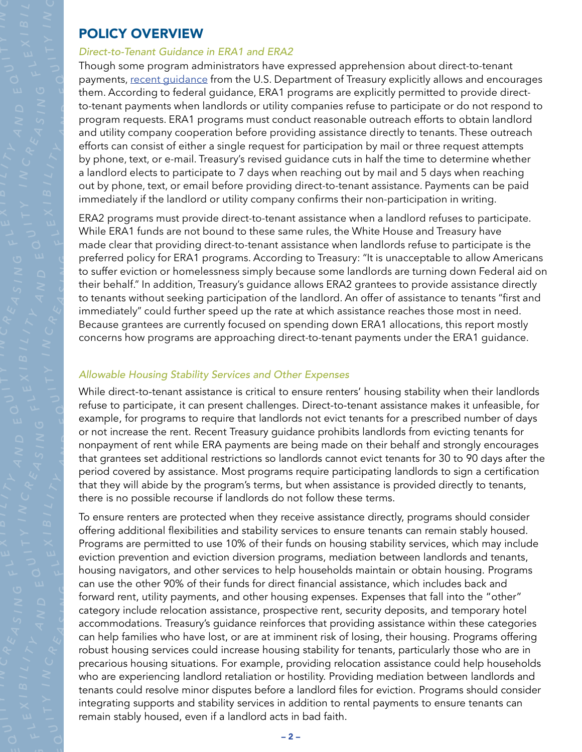## POLICY OVERVIEW

### *Direct-to-Tenant Guidance in ERA1 and ERA2*

Though some program administrators have expressed apprehension about direct-to-tenant payments, recent guidance from the U.S. Department of Treasury explicitly allows and encourages them. According to federal guidance, ERA1 programs are explicitly permitted to provide direct-to-tenant payments when landlords or utility companies refuse to participate or do not respond to program requests. ERA1 programs must conduct reasonable outreach efforts to obtain landlord and utility company cooperation before providing assistance directly to tenants. These outreach efforts can consist of either a single request for participation by mail or three request attempts by phone, text, or e-mail. Treasury's revised guidance cuts in half the time to determine whether a landlord elects to participate to 7 days when reaching out by mail and 5 days when reaching out by phone, text, or email before providing direct-to-tenant assistance. Payments can be paid immediately if the landlord or utility company confirms their non-participation in writing.

ERA2 programs must provide direct-to-tenant assistance when a landlord refuses to participate. While ERA1 funds are not bound to these same rules, the White House and Treasury have made clear that providing direct-to-tenant assistance when landlords refuse to participate is the preferred policy for ERA1 programs. According to Treasury: "It is unacceptable to allow Americans to suffer eviction or homelessness simply because some landlords are turning down Federal aid on their behalf." In addition, Treasury's guidance allows ERA2 grantees to provide assistance directly to tenants without seeking participation of the landlord. An offer of assistance to tenants "first and immediately" could further speed up the rate at which assistance reaches those most in need. Because grantees are currently focused on spending down ERA1 allocations, this report mostly concerns how programs are approaching direct-to-tenant payments under the ERA1 guidance.

### *Allowable Housing Stability Services and Other Expenses*

While direct-to-tenant assistance is critical to ensure renters' housing stability when their landlords refuse to participate, it can present challenges. Direct-to-tenant assistance makes it unfeasible, for example, for programs to require that landlords not evict tenants for a prescribed number of days or not increase the rent. Recent Treasury guidance prohibits landlords from evicting tenants for nonpayment of rent while ERA payments are being made on their behalf and strongly encourages that grantees set additional restrictions so landlords cannot evict tenants for 30 to 90 days after the period covered by assistance. Most programs require participating landlords to sign a certification that they will abide by the program's terms, but when assistance is provided directly to tenants, there is no possible recourse if landlords do not follow these terms.

To ensure renters are protected when they receive assistance directly, programs should consider offering additional flexibilities and stability services to ensure tenants can remain stably housed. Programs are permitted to use 10% of their funds on housing stability services, which may include eviction prevention and eviction diversion programs, mediation between landlords and tenants, housing navigators, and other services to help households maintain or obtain housing. Programs can use the other 90% of their funds for direct financial assistance, which includes back and forward rent, utility payments, and other housing expenses. Expenses that fall into the "other" category include relocation assistance, prospective rent, security deposits, and temporary hotel accommodations. Treasury's guidance reinforces that providing assistance within these categories can help families who have lost, or are at imminent risk of losing, their housing. Programs offering robust housing services could increase housing stability for tenants, particularly those who are in precarious housing situations. For example, providing relocation assistance could help households who are experiencing landlord retaliation or hostility. Providing mediation between landlords and tenants could resolve minor disputes before a landlord files for eviction. Programs should consider integrating supports and stability services in addition to rental payments to ensure tenants can remain stably housed, even if a landlord acts in bad faith.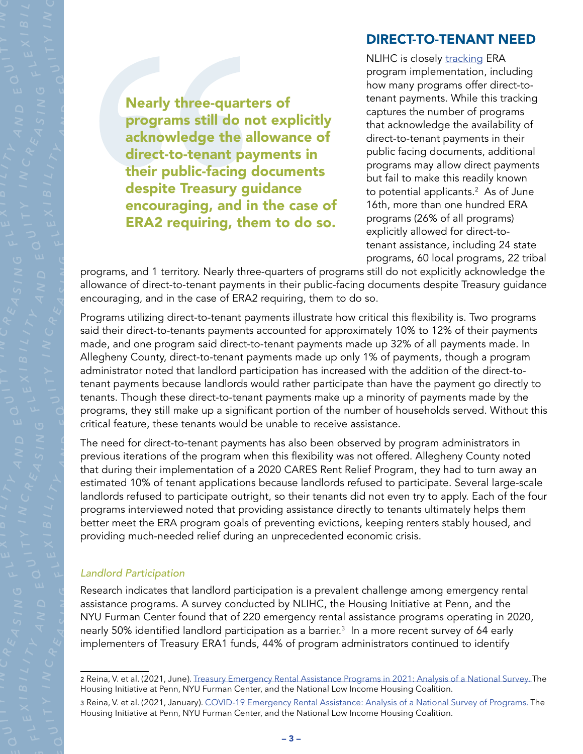> **Nearly three-quarters of programs still do not explicitly acknowledge the allowance of direct-to-tenant payments in their public-facing documents despite Treasury guidance encouraging, and in the case of ERA2 requiring, them to do so.**

## DIRECT-TO-TENANT NEED

NLIHC is closely [tracking](tracking) ERA program implementation, including how many programs offer direct-to-tenant payments. While this tracking captures the number of programs that acknowledge the availability of direct-to-tenant payments in their public facing documents, additional programs may allow direct payments but fail to make this readily known to potential applicants.[2] As of June 16th, more than one hundred ERA programs (26% of all programs) explicitly allowed for direct-to-tenant assistance, including 24 state programs, 60 local programs, 22 tribal programs, and 1 territory. Nearly three-quarters of programs still do not explicitly acknowledge the allowance of direct-to-tenant payments in their public-facing documents despite Treasury guidance encouraging, and in the case of ERA2 requiring, them to do so.

Programs utilizing direct-to-tenant payments illustrate how critical this flexibility is. Two programs said their direct-to-tenants payments accounted for approximately 10% to 12% of their payments made, and one program said direct-to-tenant payments made up 32% of all payments made. In Allegheny County, direct-to-tenant payments made up only 1% of payments, though a program administrator noted that landlord participation has increased with the addition of the direct-to-tenant payments because landlords would rather participate than have the payment go directly to tenants. Though these direct-to-tenant payments make up a minority of payments made by the programs, they still make up a significant portion of the number of households served. Without this critical feature, these tenants would be unable to receive assistance.

The need for direct-to-tenant payments has also been observed by program administrators in previous iterations of the program when this flexibility was not offered. Allegheny County noted that during their implementation of a 2020 CARES Rent Relief Program, they had to turn away an estimated 10% of tenant applications because landlords refused to participate. Several large-scale landlords refused to participate outright, so their tenants did not even try to apply. Each of the four programs interviewed noted that providing assistance directly to tenants ultimately helps them better meet the ERA program goals of preventing evictions, keeping renters stably housed, and providing much-needed relief during an unprecedented economic crisis.

### *Landlord Participation*

Research indicates that landlord participation is a prevalent challenge among emergency rental assistance programs. A survey conducted by NLIHC, the Housing Initiative at Penn, and the NYU Furman Center found that of 220 emergency rental assistance programs operating in 2020, nearly 50% identified landlord participation as a barrier.[3] In a more recent survey of 64 early implementers of Treasury ERA1 funds, 44% of program administrators continued to identify

---

2 Reina, V. et al. (2021, June). Treasury Emergency Rental Assistance Programs in 2021: Analysis of a National Survey. The Housing Initiative at Penn, NYU Furman Center, and the National Low Income Housing Coalition.

3 Reina, V. et al. (2021, January). COVID-19 Emergency Rental Assistance: Analysis of a National Survey of Programs. The Housing Initiative at Penn, NYU Furman Center, and the National Low Income Housing Coalition.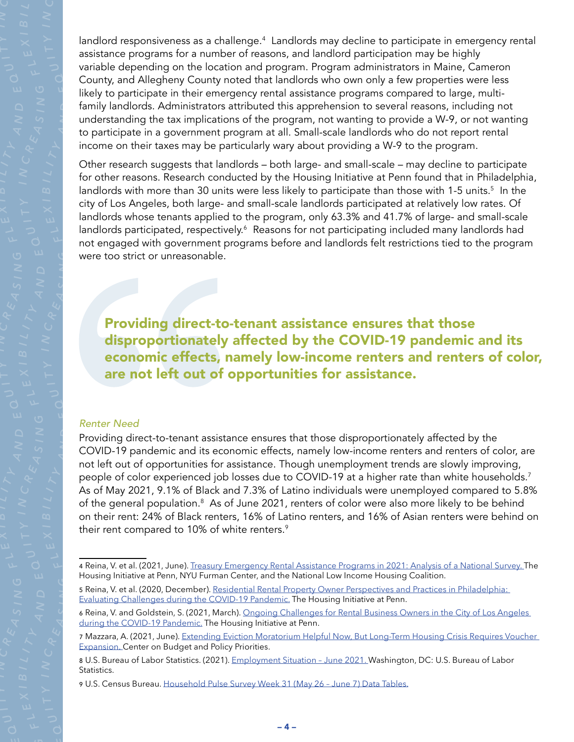landlord responsiveness as a challenge.[4] Landlords may decline to participate in emergency rental assistance programs for a number of reasons, and landlord participation may be highly variable depending on the location and program. Program administrators in Maine, Cameron County, and Allegheny County noted that landlords who own only a few properties were less likely to participate in their emergency rental assistance programs compared to large, multi-family landlords. Administrators attributed this apprehension to several reasons, including not understanding the tax implications of the program, not wanting to provide a W-9, or not wanting to participate in a government program at all. Small-scale landlords who do not report rental income on their taxes may be particularly wary about providing a W-9 to the program.

Other research suggests that landlords – both large- and small-scale – may decline to participate for other reasons. Research conducted by the Housing Initiative at Penn found that in Philadelphia, landlords with more than 30 units were less likely to participate than those with 1-5 units.[5] In the city of Los Angeles, both large- and small-scale landlords participated at relatively low rates. Of landlords whose tenants applied to the program, only 63.3% and 41.7% of large- and small-scale landlords participated, respectively.[6] Reasons for not participating included many landlords had not engaged with government programs before and landlords felt restrictions tied to the program were too strict or unreasonable.

> **Providing direct-to-tenant assistance ensures that those disproportionately affected by the COVID-19 pandemic and its economic effects, namely low-income renters and renters of color, are not left out of opportunities for assistance.**

*Renter Need*

Providing direct-to-tenant assistance ensures that those disproportionately affected by the COVID-19 pandemic and its economic effects, namely low-income renters and renters of color, are not left out of opportunities for assistance. Though unemployment trends are slowly improving, people of color experienced job losses due to COVID-19 at a higher rate than white households.[7] As of May 2021, 9.1% of Black and 7.3% of Latino individuals were unemployed compared to 5.8% of the general population.[8] As of June 2021, renters of color were also more likely to be behind on their rent: 24% of Black renters, 16% of Latino renters, and 16% of Asian renters were behind on their rent compared to 10% of white renters.[9]

---

4 Reina, V. et al. (2021, June). Treasury Emergency Rental Assistance Programs in 2021: Analysis of a National Survey. The Housing Initiative at Penn, NYU Furman Center, and the National Low Income Housing Coalition.

5 Reina, V. et al. (2020, December). Residential Rental Property Owner Perspectives and Practices in Philadelphia: Evaluating Challenges during the COVID-19 Pandemic. The Housing Initiative at Penn.

6 Reina, V. and Goldstein, S. (2021, March). Ongoing Challenges for Rental Business Owners in the City of Los Angeles during the COVID-19 Pandemic. The Housing Initiative at Penn.

7 Mazzara, A. (2021, June). Extending Eviction Moratorium Helpful Now, But Long-Term Housing Crisis Requires Voucher Expansion. Center on Budget and Policy Priorities.

8 U.S. Bureau of Labor Statistics. (2021). Employment Situation – June 2021. Washington, DC: U.S. Bureau of Labor Statistics.

9 U.S. Census Bureau. Household Pulse Survey Week 31 (May 26 – June 7) Data Tables.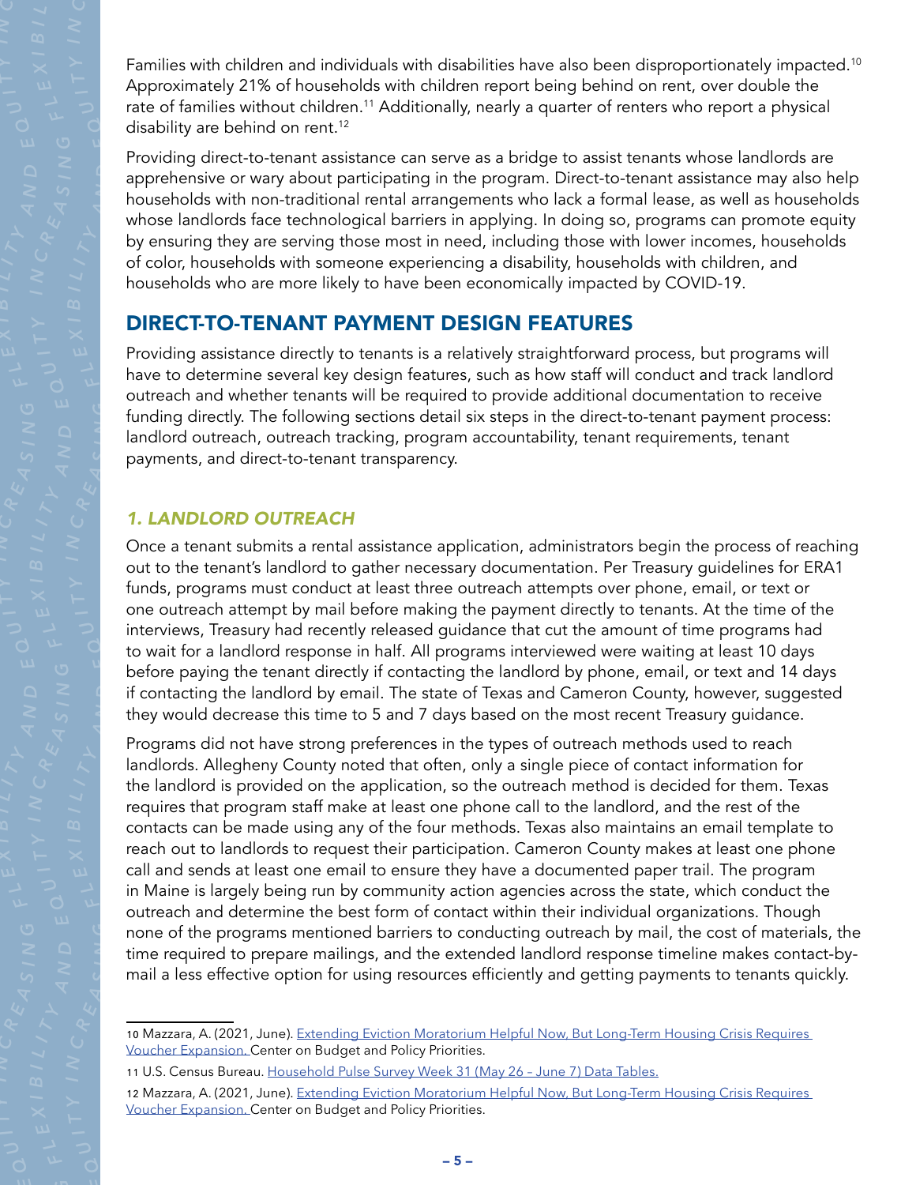Families with children and individuals with disabilities have also been disproportionately impacted.[10] Approximately 21% of households with children report being behind on rent, over double the rate of families without children.[11] Additionally, nearly a quarter of renters who report a physical disability are behind on rent.[12]

Providing direct-to-tenant assistance can serve as a bridge to assist tenants whose landlords are apprehensive or wary about participating in the program. Direct-to-tenant assistance may also help households with non-traditional rental arrangements who lack a formal lease, as well as households whose landlords face technological barriers in applying. In doing so, programs can promote equity by ensuring they are serving those most in need, including those with lower incomes, households of color, households with someone experiencing a disability, households with children, and households who are more likely to have been economically impacted by COVID-19.

## DIRECT-TO-TENANT PAYMENT DESIGN FEATURES

Providing assistance directly to tenants is a relatively straightforward process, but programs will have to determine several key design features, such as how staff will conduct and track landlord outreach and whether tenants will be required to provide additional documentation to receive funding directly. The following sections detail six steps in the direct-to-tenant payment process: landlord outreach, outreach tracking, program accountability, tenant requirements, tenant payments, and direct-to-tenant transparency.

### *1. LANDLORD OUTREACH*

Once a tenant submits a rental assistance application, administrators begin the process of reaching out to the tenant's landlord to gather necessary documentation. Per Treasury guidelines for ERA1 funds, programs must conduct at least three outreach attempts over phone, email, or text or one outreach attempt by mail before making the payment directly to tenants. At the time of the interviews, Treasury had recently released guidance that cut the amount of time programs had to wait for a landlord response in half. All programs interviewed were waiting at least 10 days before paying the tenant directly if contacting the landlord by phone, email, or text and 14 days if contacting the landlord by email. The state of Texas and Cameron County, however, suggested they would decrease this time to 5 and 7 days based on the most recent Treasury guidance.

Programs did not have strong preferences in the types of outreach methods used to reach landlords. Allegheny County noted that often, only a single piece of contact information for the landlord is provided on the application, so the outreach method is decided for them. Texas requires that program staff make at least one phone call to the landlord, and the rest of the contacts can be made using any of the four methods. Texas also maintains an email template to reach out to landlords to request their participation. Cameron County makes at least one phone call and sends at least one email to ensure they have a documented paper trail. The program in Maine is largely being run by community action agencies across the state, which conduct the outreach and determine the best form of contact within their individual organizations. Though none of the programs mentioned barriers to conducting outreach by mail, the cost of materials, the time required to prepare mailings, and the extended landlord response timeline makes contact-by-mail a less effective option for using resources efficiently and getting payments to tenants quickly.

---

10 Mazzara, A. (2021, June). Extending Eviction Moratorium Helpful Now, But Long-Term Housing Crisis Requires Voucher Expansion. Center on Budget and Policy Priorities.

11 U.S. Census Bureau. Household Pulse Survey Week 31 (May 26 – June 7) Data Tables.

12 Mazzara, A. (2021, June). Extending Eviction Moratorium Helpful Now, But Long-Term Housing Crisis Requires Voucher Expansion. Center on Budget and Policy Priorities.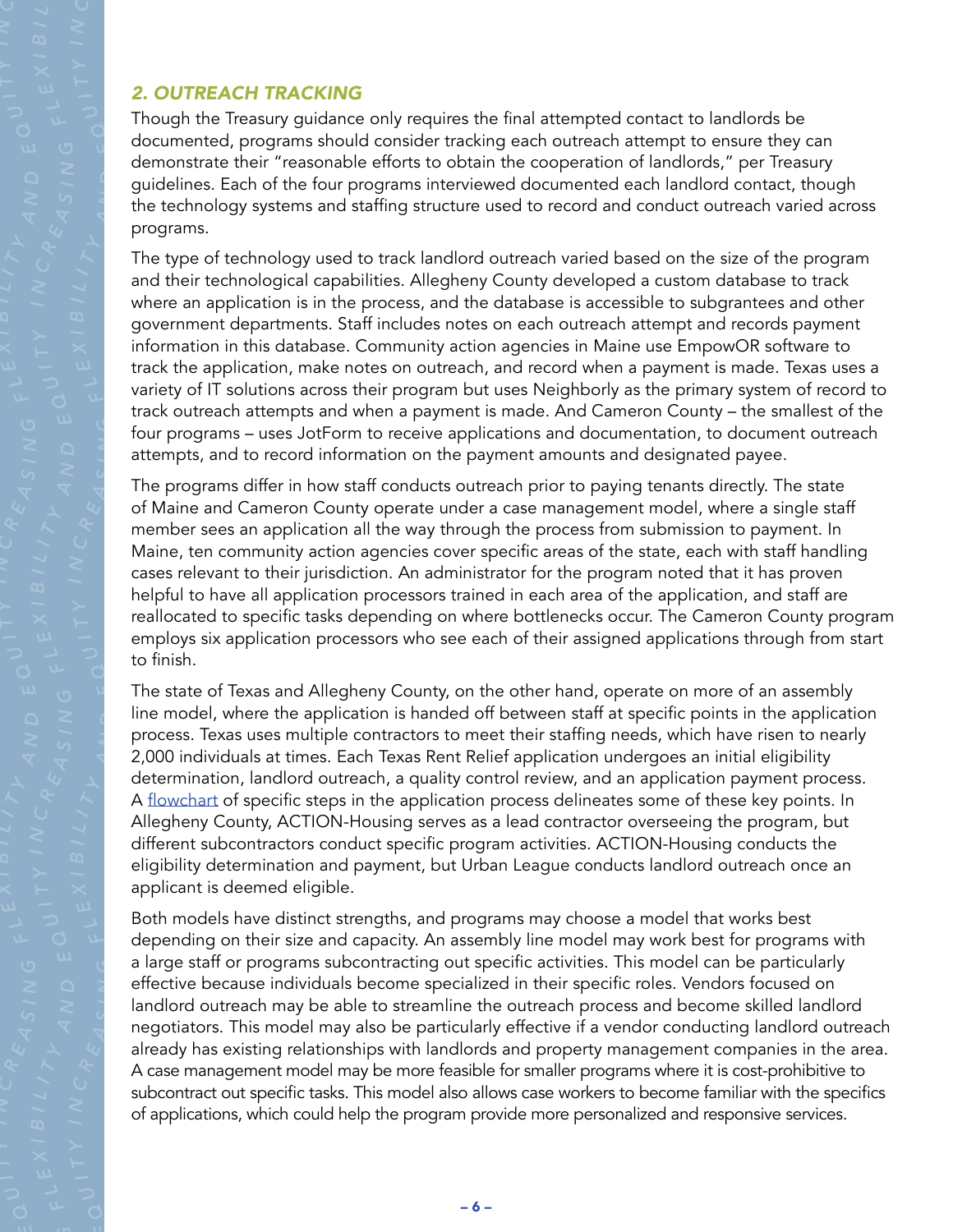## *2. OUTREACH TRACKING*

Though the Treasury guidance only requires the final attempted contact to landlords be documented, programs should consider tracking each outreach attempt to ensure they can demonstrate their "reasonable efforts to obtain the cooperation of landlords," per Treasury guidelines. Each of the four programs interviewed documented each landlord contact, though the technology systems and staffing structure used to record and conduct outreach varied across programs.

The type of technology used to track landlord outreach varied based on the size of the program and their technological capabilities. Allegheny County developed a custom database to track where an application is in the process, and the database is accessible to subgrantees and other government departments. Staff includes notes on each outreach attempt and records payment information in this database. Community action agencies in Maine use EmpowOR software to track the application, make notes on outreach, and record when a payment is made. Texas uses a variety of IT solutions across their program but uses Neighborly as the primary system of record to track outreach attempts and when a payment is made. And Cameron County – the smallest of the four programs – uses JotForm to receive applications and documentation, to document outreach attempts, and to record information on the payment amounts and designated payee.

The programs differ in how staff conducts outreach prior to paying tenants directly. The state of Maine and Cameron County operate under a case management model, where a single staff member sees an application all the way through the process from submission to payment. In Maine, ten community action agencies cover specific areas of the state, each with staff handling cases relevant to their jurisdiction. An administrator for the program noted that it has proven helpful to have all application processors trained in each area of the application, and staff are reallocated to specific tasks depending on where bottlenecks occur. The Cameron County program employs six application processors who see each of their assigned applications through from start to finish.

The state of Texas and Allegheny County, on the other hand, operate on more of an assembly line model, where the application is handed off between staff at specific points in the application process. Texas uses multiple contractors to meet their staffing needs, which have risen to nearly 2,000 individuals at times. Each Texas Rent Relief application undergoes an initial eligibility determination, landlord outreach, a quality control review, and an application payment process. A flowchart of specific steps in the application process delineates some of these key points. In Allegheny County, ACTION-Housing serves as a lead contractor overseeing the program, but different subcontractors conduct specific program activities. ACTION-Housing conducts the eligibility determination and payment, but Urban League conducts landlord outreach once an applicant is deemed eligible.

Both models have distinct strengths, and programs may choose a model that works best depending on their size and capacity. An assembly line model may work best for programs with a large staff or programs subcontracting out specific activities. This model can be particularly effective because individuals become specialized in their specific roles. Vendors focused on landlord outreach may be able to streamline the outreach process and become skilled landlord negotiators. This model may also be particularly effective if a vendor conducting landlord outreach already has existing relationships with landlords and property management companies in the area. A case management model may be more feasible for smaller programs where it is cost-prohibitive to subcontract out specific tasks. This model also allows case workers to become familiar with the specifics of applications, which could help the program provide more personalized and responsive services.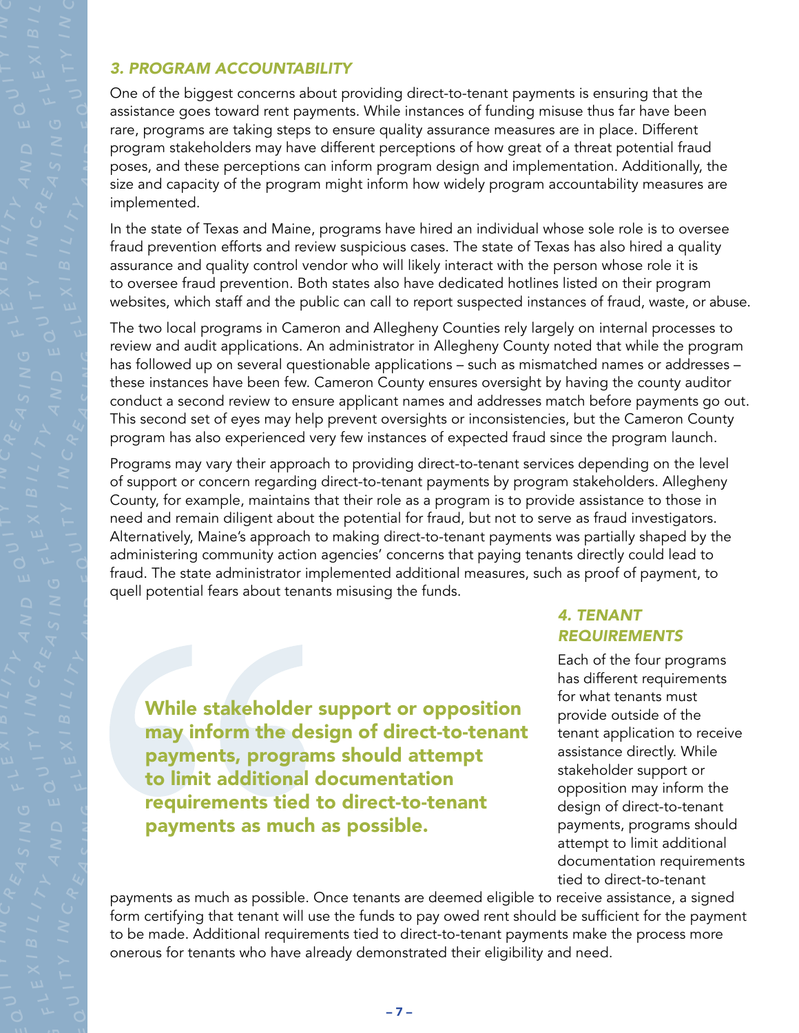### *3. PROGRAM ACCOUNTABILITY*

One of the biggest concerns about providing direct-to-tenant payments is ensuring that the assistance goes toward rent payments. While instances of funding misuse thus far have been rare, programs are taking steps to ensure quality assurance measures are in place. Different program stakeholders may have different perceptions of how great of a threat potential fraud poses, and these perceptions can inform program design and implementation. Additionally, the size and capacity of the program might inform how widely program accountability measures are implemented.

In the state of Texas and Maine, programs have hired an individual whose sole role is to oversee fraud prevention efforts and review suspicious cases. The state of Texas has also hired a quality assurance and quality control vendor who will likely interact with the person whose role it is to oversee fraud prevention. Both states also have dedicated hotlines listed on their program websites, which staff and the public can call to report suspected instances of fraud, waste, or abuse.

The two local programs in Cameron and Allegheny Counties rely largely on internal processes to review and audit applications. An administrator in Allegheny County noted that while the program has followed up on several questionable applications – such as mismatched names or addresses – these instances have been few. Cameron County ensures oversight by having the county auditor conduct a second review to ensure applicant names and addresses match before payments go out. This second set of eyes may help prevent oversights or inconsistencies, but the Cameron County program has also experienced very few instances of expected fraud since the program launch.

Programs may vary their approach to providing direct-to-tenant services depending on the level of support or concern regarding direct-to-tenant payments by program stakeholders. Allegheny County, for example, maintains that their role as a program is to provide assistance to those in need and remain diligent about the potential for fraud, but not to serve as fraud investigators. Alternatively, Maine's approach to making direct-to-tenant payments was partially shaped by the administering community action agencies' concerns that paying tenants directly could lead to fraud. The state administrator implemented additional measures, such as proof of payment, to quell potential fears about tenants misusing the funds.

> **While stakeholder support or opposition may inform the design of direct-to-tenant payments, programs should attempt to limit additional documentation requirements tied to direct-to-tenant payments as much as possible.**

### *4. TENANT REQUIREMENTS*

Each of the four programs has different requirements for what tenants must provide outside of the tenant application to receive assistance directly. While stakeholder support or opposition may inform the design of direct-to-tenant payments, programs should attempt to limit additional documentation requirements tied to direct-to-tenant payments as much as possible. Once tenants are deemed eligible to receive assistance, a signed form certifying that tenant will use the funds to pay owed rent should be sufficient for the payment to be made. Additional requirements tied to direct-to-tenant payments make the process more onerous for tenants who have already demonstrated their eligibility and need.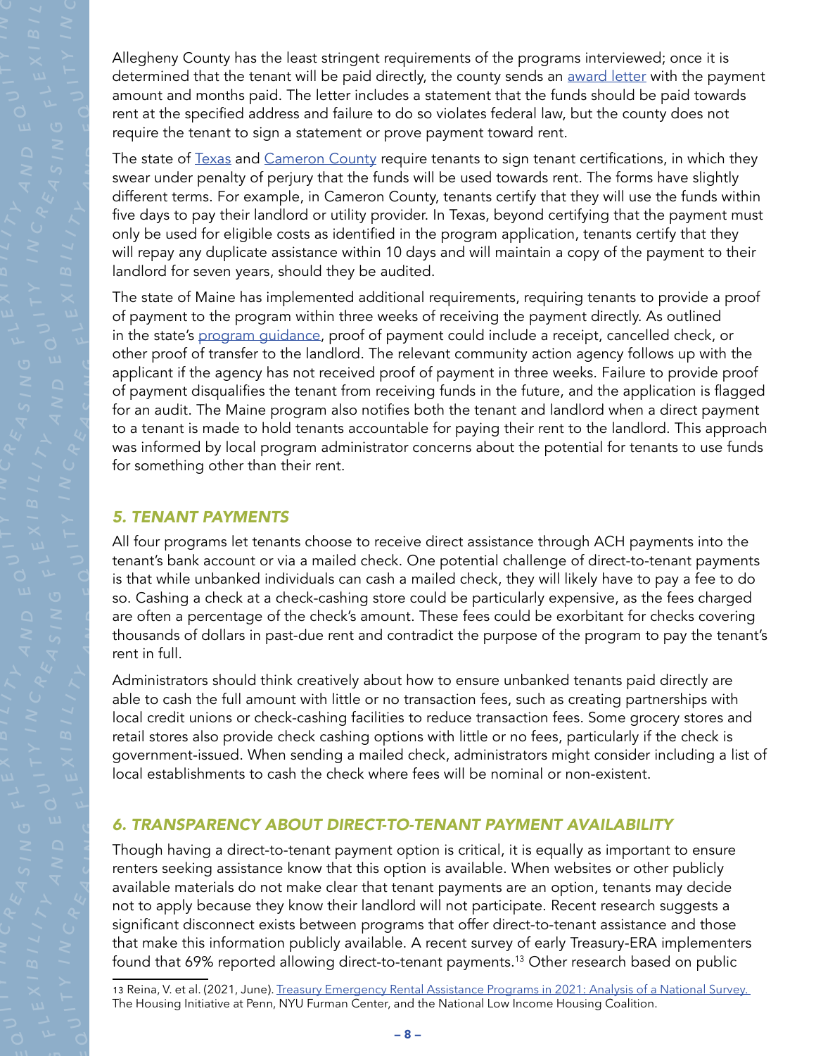Allegheny County has the least stringent requirements of the programs interviewed; once it is determined that the tenant will be paid directly, the county sends an award letter with the payment amount and months paid. The letter includes a statement that the funds should be paid towards rent at the specified address and failure to do so violates federal law, but the county does not require the tenant to sign a statement or prove payment toward rent.

The state of Texas and Cameron County require tenants to sign tenant certifications, in which they swear under penalty of perjury that the funds will be used towards rent. The forms have slightly different terms. For example, in Cameron County, tenants certify that they will use the funds within five days to pay their landlord or utility provider. In Texas, beyond certifying that the payment must only be used for eligible costs as identified in the program application, tenants certify that they will repay any duplicate assistance within 10 days and will maintain a copy of the payment to their landlord for seven years, should they be audited.

The state of Maine has implemented additional requirements, requiring tenants to provide a proof of payment to the program within three weeks of receiving the payment directly. As outlined in the state's program guidance, proof of payment could include a receipt, cancelled check, or other proof of transfer to the landlord. The relevant community action agency follows up with the applicant if the agency has not received proof of payment in three weeks. Failure to provide proof of payment disqualifies the tenant from receiving funds in the future, and the application is flagged for an audit. The Maine program also notifies both the tenant and landlord when a direct payment to a tenant is made to hold tenants accountable for paying their rent to the landlord. This approach was informed by local program administrator concerns about the potential for tenants to use funds for something other than their rent.

### *5. TENANT PAYMENTS*

All four programs let tenants choose to receive direct assistance through ACH payments into the tenant's bank account or via a mailed check. One potential challenge of direct-to-tenant payments is that while unbanked individuals can cash a mailed check, they will likely have to pay a fee to do so. Cashing a check at a check-cashing store could be particularly expensive, as the fees charged are often a percentage of the check's amount. These fees could be exorbitant for checks covering thousands of dollars in past-due rent and contradict the purpose of the program to pay the tenant's rent in full.

Administrators should think creatively about how to ensure unbanked tenants paid directly are able to cash the full amount with little or no transaction fees, such as creating partnerships with local credit unions or check-cashing facilities to reduce transaction fees. Some grocery stores and retail stores also provide check cashing options with little or no fees, particularly if the check is government-issued. When sending a mailed check, administrators might consider including a list of local establishments to cash the check where fees will be nominal or non-existent.

### *6. TRANSPARENCY ABOUT DIRECT-TO-TENANT PAYMENT AVAILABILITY*

Though having a direct-to-tenant payment option is critical, it is equally as important to ensure renters seeking assistance know that this option is available. When websites or other publicly available materials do not make clear that tenant payments are an option, tenants may decide not to apply because they know their landlord will not participate. Recent research suggests a significant disconnect exists between programs that offer direct-to-tenant assistance and those that make this information publicly available. A recent survey of early Treasury-ERA implementers found that 69% reported allowing direct-to-tenant payments.[13] Other research based on public

13 Reina, V. et al. (2021, June). Treasury Emergency Rental Assistance Programs in 2021: Analysis of a National Survey. The Housing Initiative at Penn, NYU Furman Center, and the National Low Income Housing Coalition.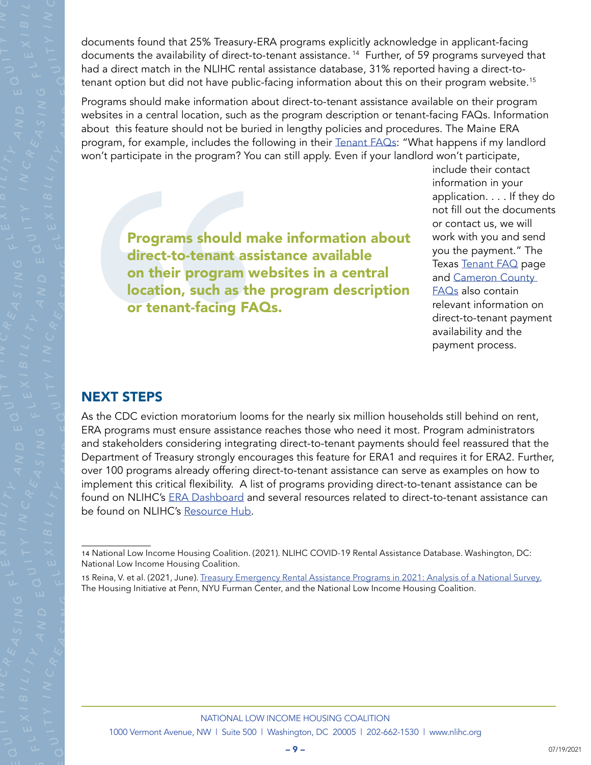documents found that 25% Treasury-ERA programs explicitly acknowledge in applicant-facing documents the availability of direct-to-tenant assistance. [14] Further, of 59 programs surveyed that had a direct match in the NLIHC rental assistance database, 31% reported having a direct-to-tenant option but did not have public-facing information about this on their program website.[15]

Programs should make information about direct-to-tenant assistance available on their program websites in a central location, such as the program description or tenant-facing FAQs. Information about this feature should not be buried in lengthy policies and procedures. The Maine ERA program, for example, includes the following in their Tenant FAQs: "What happens if my landlord won't participate in the program? You can still apply. Even if your landlord won't participate, include their contact information in your application. . . . If they do not fill out the documents or contact us, we will work with you and send you the payment." The Texas Tenant FAQ page and Cameron County FAQs also contain relevant information on direct-to-tenant payment availability and the payment process.

> **Programs should make information about direct-to-tenant assistance available on their program websites in a central location, such as the program description or tenant-facing FAQs.**

## NEXT STEPS

As the CDC eviction moratorium looms for the nearly six million households still behind on rent, ERA programs must ensure assistance reaches those who need it most. Program administrators and stakeholders considering integrating direct-to-tenant payments should feel reassured that the Department of Treasury strongly encourages this feature for ERA1 and requires it for ERA2. Further, over 100 programs already offering direct-to-tenant assistance can serve as examples on how to implement this critical flexibility. A list of programs providing direct-to-tenant assistance can be found on NLIHC's ERA Dashboard and several resources related to direct-to-tenant assistance can be found on NLIHC's Resource Hub.

---

14 National Low Income Housing Coalition. (2021). NLIHC COVID-19 Rental Assistance Database. Washington, DC: National Low Income Housing Coalition.

15 Reina, V. et al. (2021, June). Treasury Emergency Rental Assistance Programs in 2021: Analysis of a National Survey. The Housing Initiative at Penn, NYU Furman Center, and the National Low Income Housing Coalition.